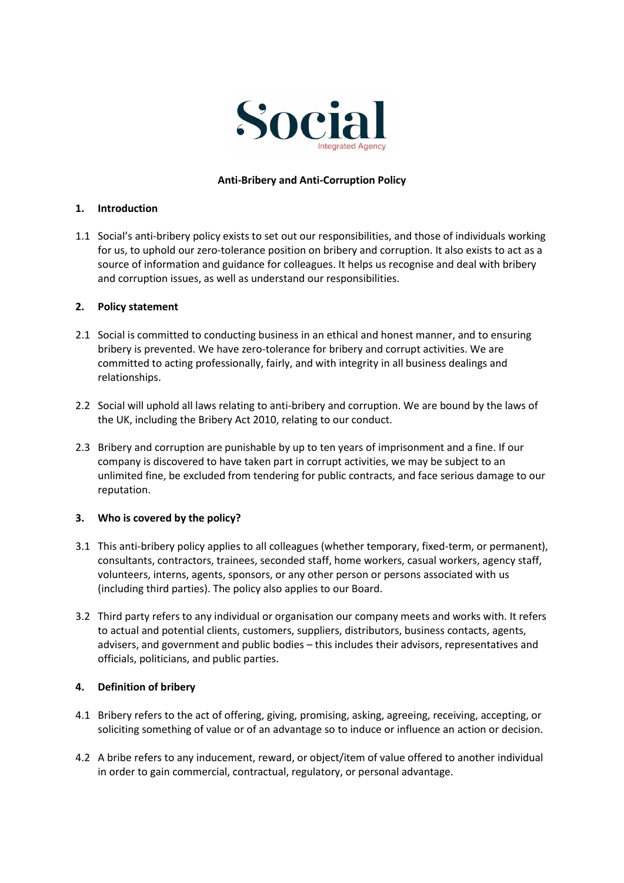Social
Integrated Agency

**Anti-Bribery and Anti-Corruption Policy**

## 1. Introduction

1.1 Social's anti-bribery policy exists to set out our responsibilities, and those of individuals working for us, to uphold our zero-tolerance position on bribery and corruption. It also exists to act as a source of information and guidance for colleagues. It helps us recognise and deal with bribery and corruption issues, as well as understand our responsibilities.

## 2. Policy statement

2.1 Social is committed to conducting business in an ethical and honest manner, and to ensuring bribery is prevented. We have zero-tolerance for bribery and corrupt activities. We are committed to acting professionally, fairly, and with integrity in all business dealings and relationships.

2.2 Social will uphold all laws relating to anti-bribery and corruption. We are bound by the laws of the UK, including the Bribery Act 2010, relating to our conduct.

2.3 Bribery and corruption are punishable by up to ten years of imprisonment and a fine. If our company is discovered to have taken part in corrupt activities, we may be subject to an unlimited fine, be excluded from tendering for public contracts, and face serious damage to our reputation.

## 3. Who is covered by the policy?

3.1 This anti-bribery policy applies to all colleagues (whether temporary, fixed-term, or permanent), consultants, contractors, trainees, seconded staff, home workers, casual workers, agency staff, volunteers, interns, agents, sponsors, or any other person or persons associated with us (including third parties). The policy also applies to our Board.

3.2 Third party refers to any individual or organisation our company meets and works with. It refers to actual and potential clients, customers, suppliers, distributors, business contacts, agents, advisers, and government and public bodies – this includes their advisors, representatives and officials, politicians, and public parties.

## 4. Definition of bribery

4.1 Bribery refers to the act of offering, giving, promising, asking, agreeing, receiving, accepting, or soliciting something of value or of an advantage so to induce or influence an action or decision.

4.2 A bribe refers to any inducement, reward, or object/item of value offered to another individual in order to gain commercial, contractual, regulatory, or personal advantage.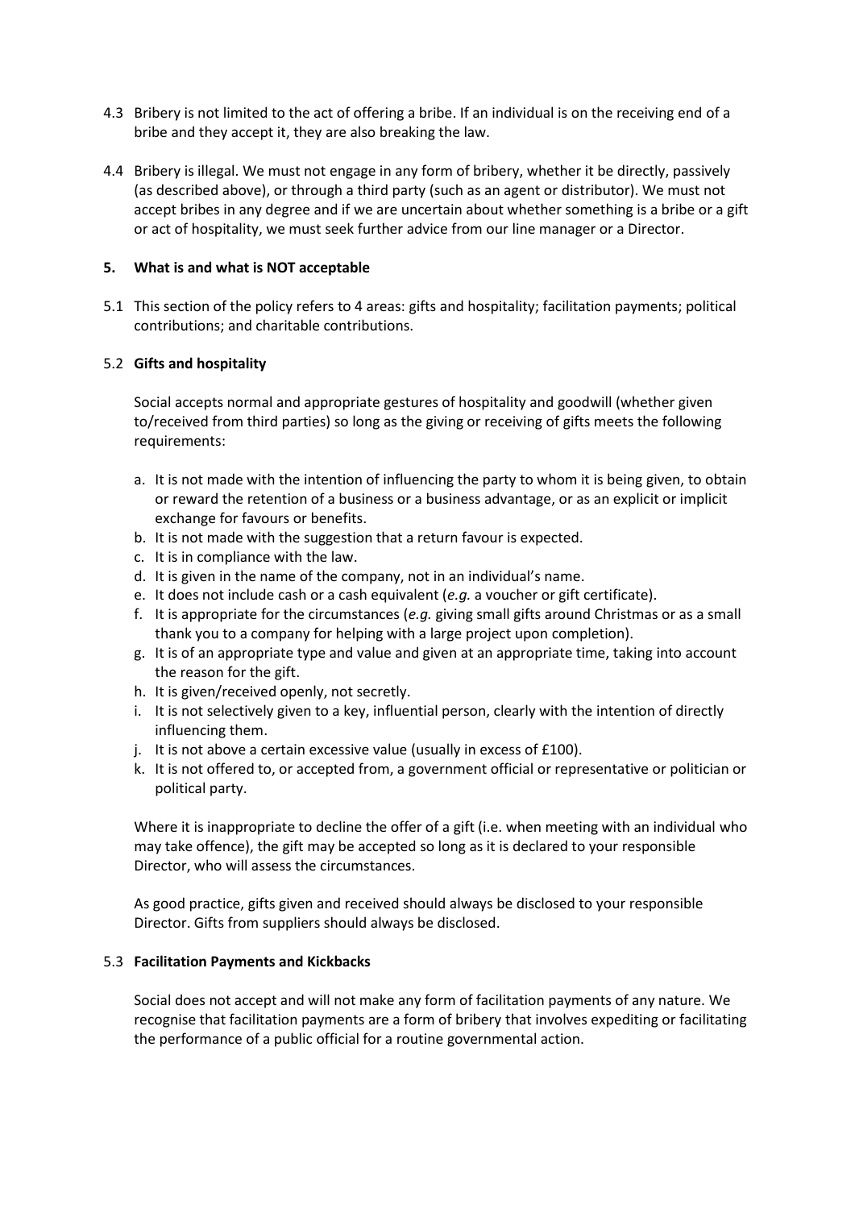4.3 Bribery is not limited to the act of offering a bribe. If an individual is on the receiving end of a bribe and they accept it, they are also breaking the law.

4.4 Bribery is illegal. We must not engage in any form of bribery, whether it be directly, passively (as described above), or through a third party (such as an agent or distributor). We must not accept bribes in any degree and if we are uncertain about whether something is a bribe or a gift or act of hospitality, we must seek further advice from our line manager or a Director.

## 5. What is and what is NOT acceptable

5.1 This section of the policy refers to 4 areas: gifts and hospitality; facilitation payments; political contributions; and charitable contributions.

5.2 **Gifts and hospitality**

Social accepts normal and appropriate gestures of hospitality and goodwill (whether given to/received from third parties) so long as the giving or receiving of gifts meets the following requirements:

a. It is not made with the intention of influencing the party to whom it is being given, to obtain or reward the retention of a business or a business advantage, or as an explicit or implicit exchange for favours or benefits.
b. It is not made with the suggestion that a return favour is expected.
c. It is in compliance with the law.
d. It is given in the name of the company, not in an individual's name.
e. It does not include cash or a cash equivalent (*e.g.* a voucher or gift certificate).
f. It is appropriate for the circumstances (*e.g.* giving small gifts around Christmas or as a small thank you to a company for helping with a large project upon completion).
g. It is of an appropriate type and value and given at an appropriate time, taking into account the reason for the gift.
h. It is given/received openly, not secretly.
i. It is not selectively given to a key, influential person, clearly with the intention of directly influencing them.
j. It is not above a certain excessive value (usually in excess of £100).
k. It is not offered to, or accepted from, a government official or representative or politician or political party.

Where it is inappropriate to decline the offer of a gift (i.e. when meeting with an individual who may take offence), the gift may be accepted so long as it is declared to your responsible Director, who will assess the circumstances.

As good practice, gifts given and received should always be disclosed to your responsible Director. Gifts from suppliers should always be disclosed.

5.3 **Facilitation Payments and Kickbacks**

Social does not accept and will not make any form of facilitation payments of any nature. We recognise that facilitation payments are a form of bribery that involves expediting or facilitating the performance of a public official for a routine governmental action.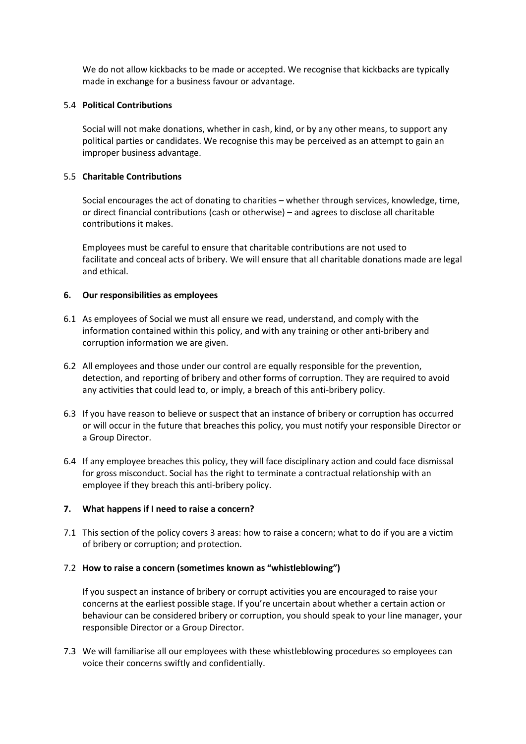We do not allow kickbacks to be made or accepted. We recognise that kickbacks are typically made in exchange for a business favour or advantage.

### 5.4 Political Contributions

Social will not make donations, whether in cash, kind, or by any other means, to support any political parties or candidates. We recognise this may be perceived as an attempt to gain an improper business advantage.

### 5.5 Charitable Contributions

Social encourages the act of donating to charities – whether through services, knowledge, time, or direct financial contributions (cash or otherwise) – and agrees to disclose all charitable contributions it makes.

Employees must be careful to ensure that charitable contributions are not used to facilitate and conceal acts of bribery. We will ensure that all charitable donations made are legal and ethical.

## 6. Our responsibilities as employees

6.1 As employees of Social we must all ensure we read, understand, and comply with the information contained within this policy, and with any training or other anti-bribery and corruption information we are given.

6.2 All employees and those under our control are equally responsible for the prevention, detection, and reporting of bribery and other forms of corruption. They are required to avoid any activities that could lead to, or imply, a breach of this anti-bribery policy.

6.3 If you have reason to believe or suspect that an instance of bribery or corruption has occurred or will occur in the future that breaches this policy, you must notify your responsible Director or a Group Director.

6.4 If any employee breaches this policy, they will face disciplinary action and could face dismissal for gross misconduct. Social has the right to terminate a contractual relationship with an employee if they breach this anti-bribery policy.

## 7. What happens if I need to raise a concern?

7.1 This section of the policy covers 3 areas: how to raise a concern; what to do if you are a victim of bribery or corruption; and protection.

### 7.2 How to raise a concern (sometimes known as "whistleblowing")

If you suspect an instance of bribery or corrupt activities you are encouraged to raise your concerns at the earliest possible stage. If you're uncertain about whether a certain action or behaviour can be considered bribery or corruption, you should speak to your line manager, your responsible Director or a Group Director.

7.3 We will familiarise all our employees with these whistleblowing procedures so employees can voice their concerns swiftly and confidentially.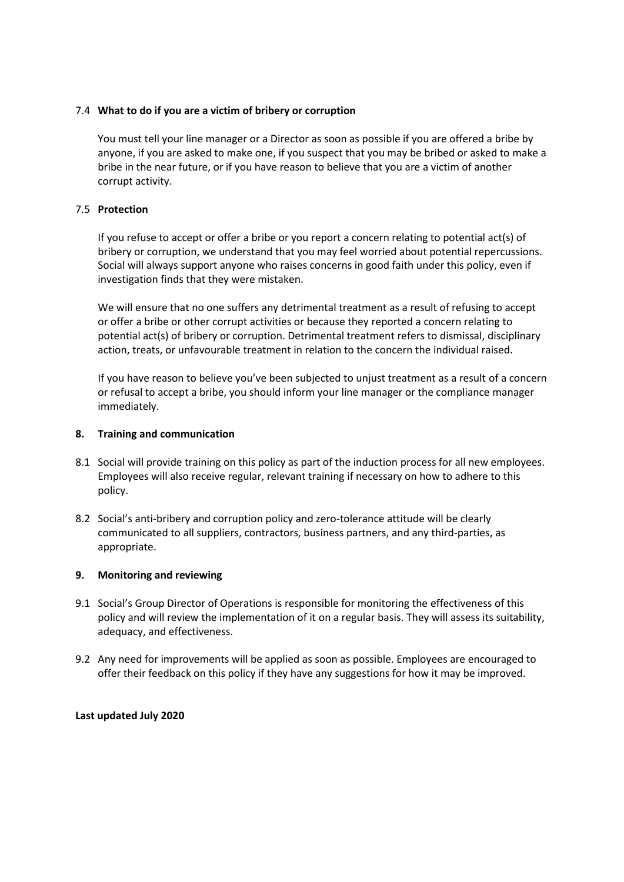### 7.4 **What to do if you are a victim of bribery or corruption**

You must tell your line manager or a Director as soon as possible if you are offered a bribe by anyone, if you are asked to make one, if you suspect that you may be bribed or asked to make a bribe in the near future, or if you have reason to believe that you are a victim of another corrupt activity.

### 7.5 **Protection**

If you refuse to accept or offer a bribe or you report a concern relating to potential act(s) of bribery or corruption, we understand that you may feel worried about potential repercussions. Social will always support anyone who raises concerns in good faith under this policy, even if investigation finds that they were mistaken.

We will ensure that no one suffers any detrimental treatment as a result of refusing to accept or offer a bribe or other corrupt activities or because they reported a concern relating to potential act(s) of bribery or corruption. Detrimental treatment refers to dismissal, disciplinary action, treats, or unfavourable treatment in relation to the concern the individual raised.

If you have reason to believe you've been subjected to unjust treatment as a result of a concern or refusal to accept a bribe, you should inform your line manager or the compliance manager immediately.

## 8. Training and communication

8.1 Social will provide training on this policy as part of the induction process for all new employees. Employees will also receive regular, relevant training if necessary on how to adhere to this policy.

8.2 Social's anti-bribery and corruption policy and zero-tolerance attitude will be clearly communicated to all suppliers, contractors, business partners, and any third-parties, as appropriate.

## 9. Monitoring and reviewing

9.1 Social's Group Director of Operations is responsible for monitoring the effectiveness of this policy and will review the implementation of it on a regular basis. They will assess its suitability, adequacy, and effectiveness.

9.2 Any need for improvements will be applied as soon as possible. Employees are encouraged to offer their feedback on this policy if they have any suggestions for how it may be improved.

**Last updated July 2020**